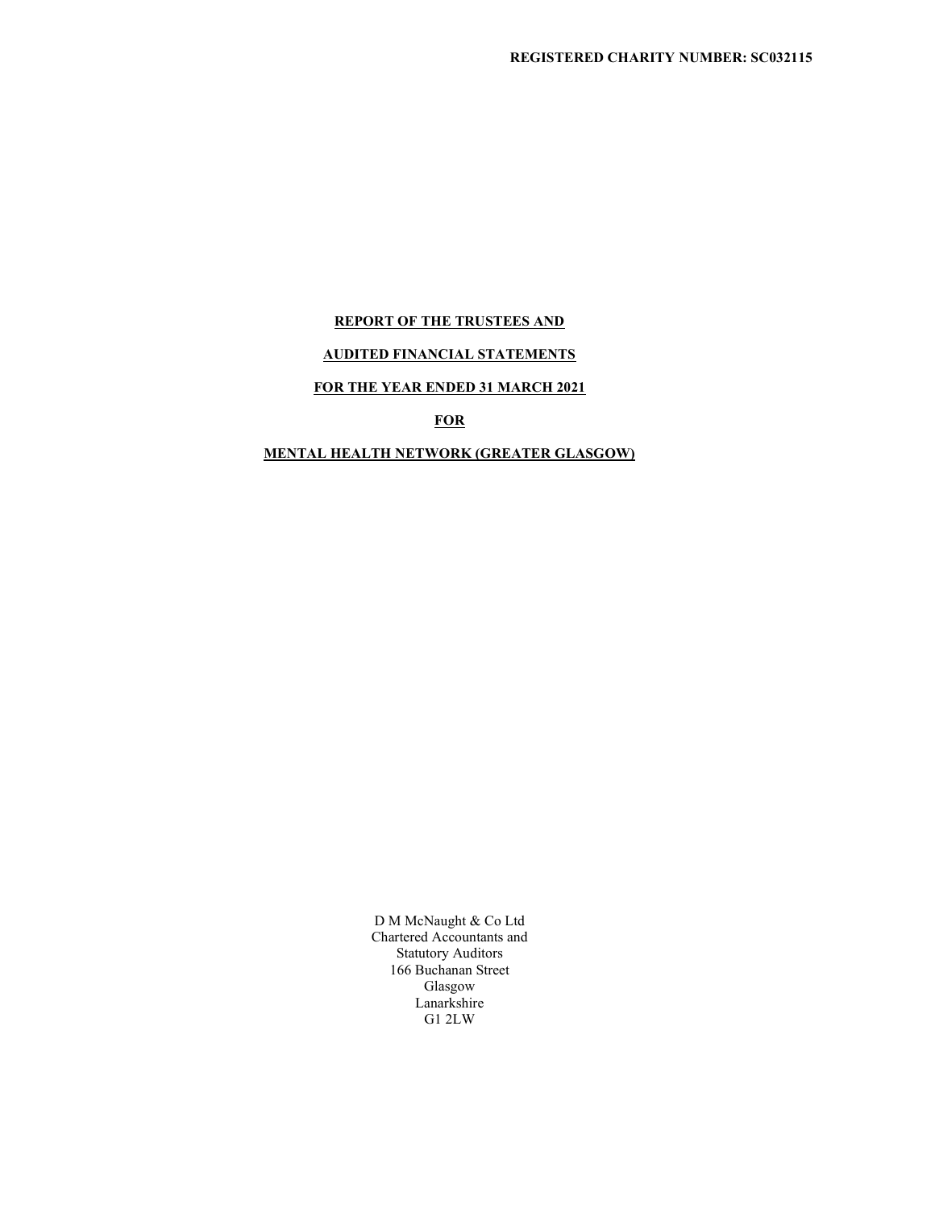**REGISTERED CHARITY NUMBER: SC032115**

# REPORT OF THE TRUSTEES AND

# AUDITED FINANCIAL STATEMENTS

# FOR THE YEAR ENDED 31 MARCH 2021

# FOR

# MENTAL HEALTH NETWORK (GREATER GLASGOW)

D M McNaught & Co Ltd
Chartered Accountants and
Statutory Auditors
166 Buchanan Street
Glasgow
Lanarkshire
G1 2LW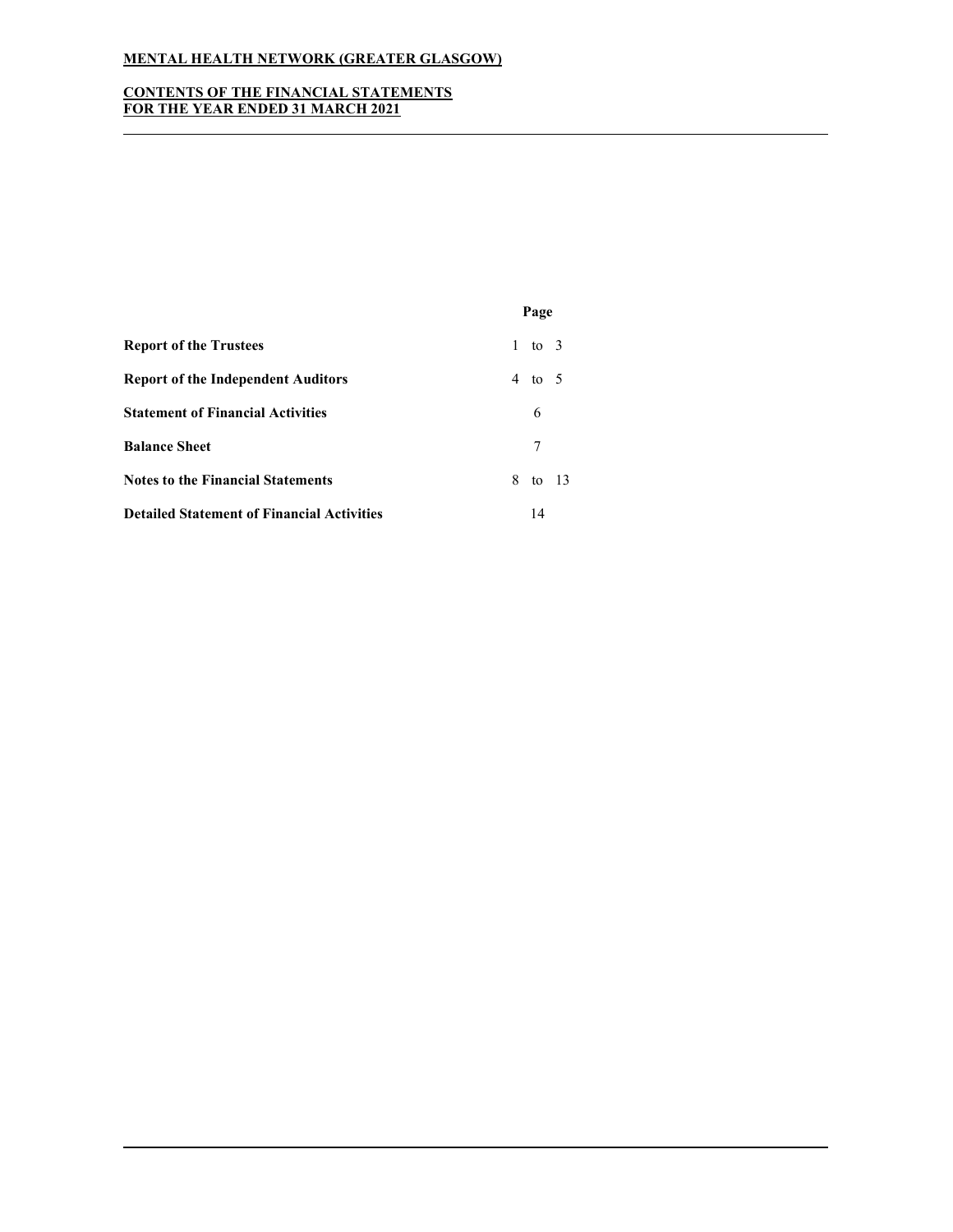**MENTAL HEALTH NETWORK (GREATER GLASGOW)**

**CONTENTS OF THE FINANCIAL STATEMENTS**
**FOR THE YEAR ENDED 31 MARCH 2021**

| | Page |
|---|---|
| **Report of the Trustees** | 1 to 3 |
| **Report of the Independent Auditors** | 4 to 5 |
| **Statement of Financial Activities** | 6 |
| **Balance Sheet** | 7 |
| **Notes to the Financial Statements** | 8 to 13 |
| **Detailed Statement of Financial Activities** | 14 |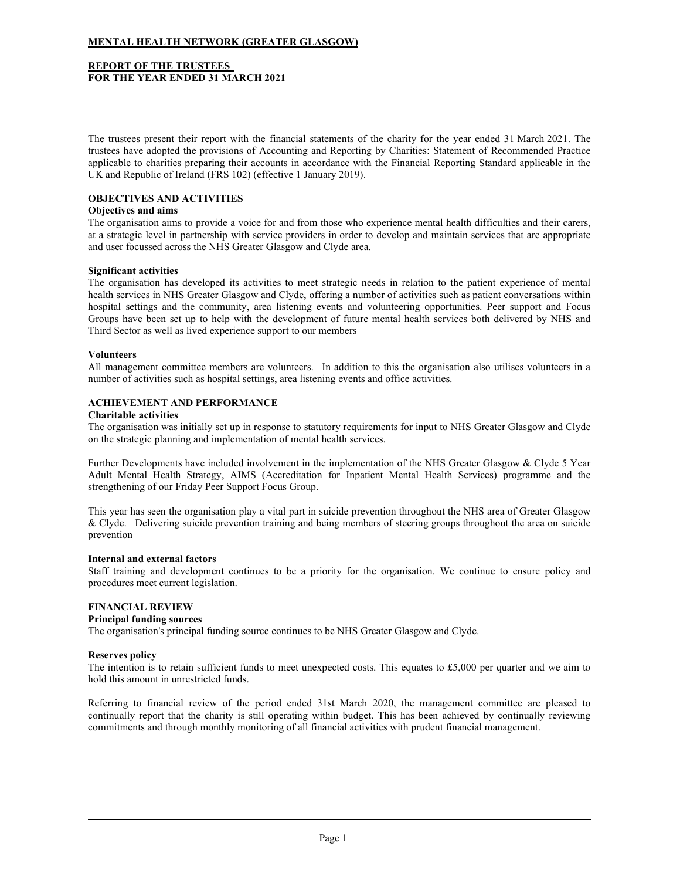# MENTAL HEALTH NETWORK (GREATER GLASGOW)

## REPORT OF THE TRUSTEES FOR THE YEAR ENDED 31 MARCH 2021

The trustees present their report with the financial statements of the charity for the year ended 31 March 2021. The trustees have adopted the provisions of Accounting and Reporting by Charities: Statement of Recommended Practice applicable to charities preparing their accounts in accordance with the Financial Reporting Standard applicable in the UK and Republic of Ireland (FRS 102) (effective 1 January 2019).

### OBJECTIVES AND ACTIVITIES

**Objectives and aims**

The organisation aims to provide a voice for and from those who experience mental health difficulties and their carers, at a strategic level in partnership with service providers in order to develop and maintain services that are appropriate and user focussed across the NHS Greater Glasgow and Clyde area.

**Significant activities**

The organisation has developed its activities to meet strategic needs in relation to the patient experience of mental health services in NHS Greater Glasgow and Clyde, offering a number of activities such as patient conversations within hospital settings and the community, area listening events and volunteering opportunities. Peer support and Focus Groups have been set up to help with the development of future mental health services both delivered by NHS and Third Sector as well as lived experience support to our members

**Volunteers**

All management committee members are volunteers. In addition to this the organisation also utilises volunteers in a number of activities such as hospital settings, area listening events and office activities.

### ACHIEVEMENT AND PERFORMANCE

**Charitable activities**

The organisation was initially set up in response to statutory requirements for input to NHS Greater Glasgow and Clyde on the strategic planning and implementation of mental health services.

Further Developments have included involvement in the implementation of the NHS Greater Glasgow & Clyde 5 Year Adult Mental Health Strategy, AIMS (Accreditation for Inpatient Mental Health Services) programme and the strengthening of our Friday Peer Support Focus Group.

This year has seen the organisation play a vital part in suicide prevention throughout the NHS area of Greater Glasgow & Clyde. Delivering suicide prevention training and being members of steering groups throughout the area on suicide prevention

**Internal and external factors**

Staff training and development continues to be a priority for the organisation. We continue to ensure policy and procedures meet current legislation.

### FINANCIAL REVIEW

**Principal funding sources**

The organisation's principal funding source continues to be NHS Greater Glasgow and Clyde.

**Reserves policy**

The intention is to retain sufficient funds to meet unexpected costs. This equates to £5,000 per quarter and we aim to hold this amount in unrestricted funds.

Referring to financial review of the period ended 31st March 2020, the management committee are pleased to continually report that the charity is still operating within budget. This has been achieved by continually reviewing commitments and through monthly monitoring of all financial activities with prudent financial management.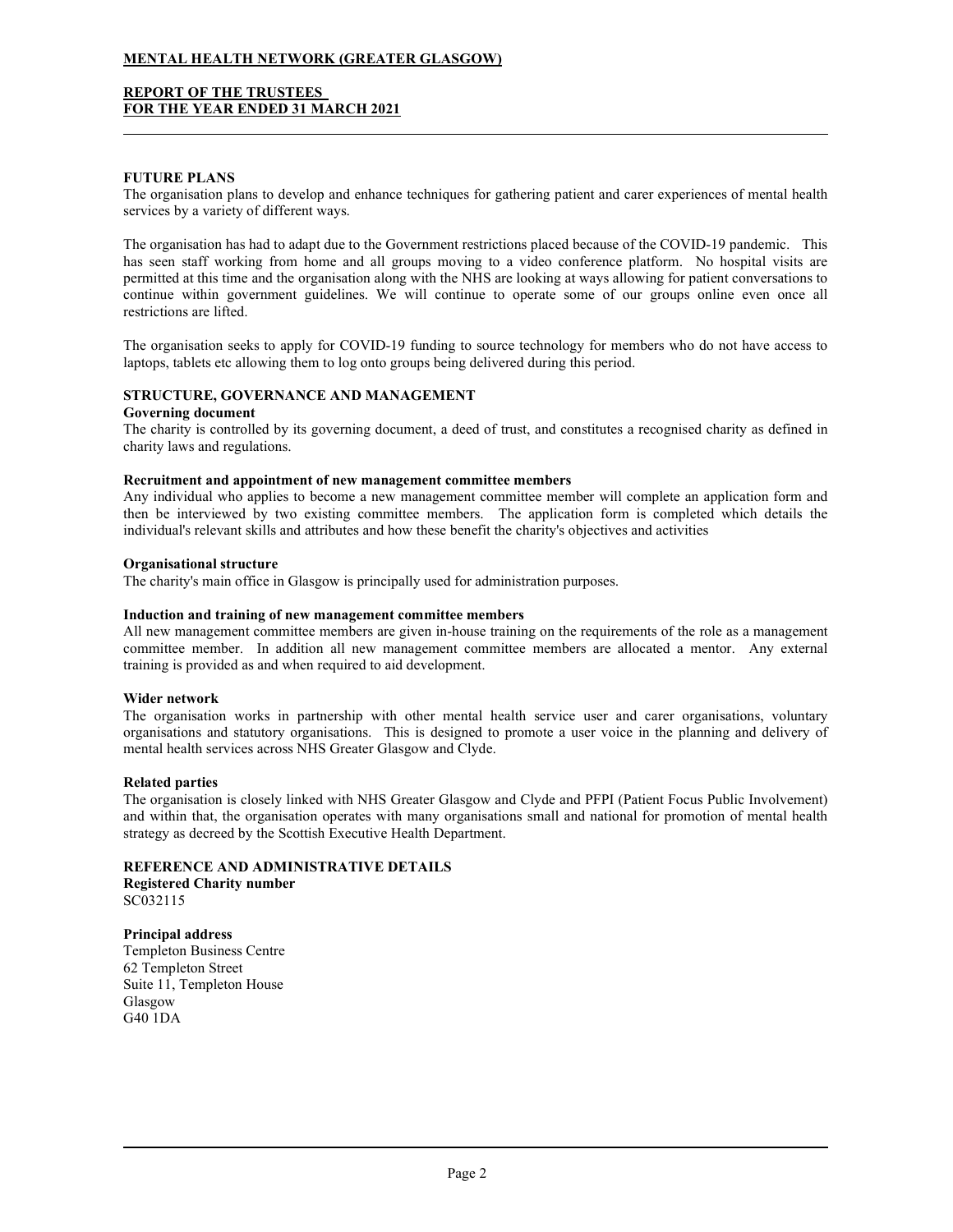**FUTURE PLANS**

The organisation plans to develop and enhance techniques for gathering patient and carer experiences of mental health services by a variety of different ways.

The organisation has had to adapt due to the Government restrictions placed because of the COVID-19 pandemic. This has seen staff working from home and all groups moving to a video conference platform. No hospital visits are permitted at this time and the organisation along with the NHS are looking at ways allowing for patient conversations to continue within government guidelines. We will continue to operate some of our groups online even once all restrictions are lifted.

The organisation seeks to apply for COVID-19 funding to source technology for members who do not have access to laptops, tablets etc allowing them to log onto groups being delivered during this period.

**STRUCTURE, GOVERNANCE AND MANAGEMENT**

**Governing document**

The charity is controlled by its governing document, a deed of trust, and constitutes a recognised charity as defined in charity laws and regulations.

**Recruitment and appointment of new management committee members**

Any individual who applies to become a new management committee member will complete an application form and then be interviewed by two existing committee members. The application form is completed which details the individual's relevant skills and attributes and how these benefit the charity's objectives and activities

**Organisational structure**

The charity's main office in Glasgow is principally used for administration purposes.

**Induction and training of new management committee members**

All new management committee members are given in-house training on the requirements of the role as a management committee member. In addition all new management committee members are allocated a mentor. Any external training is provided as and when required to aid development.

**Wider network**

The organisation works in partnership with other mental health service user and carer organisations, voluntary organisations and statutory organisations. This is designed to promote a user voice in the planning and delivery of mental health services across NHS Greater Glasgow and Clyde.

**Related parties**

The organisation is closely linked with NHS Greater Glasgow and Clyde and PFPI (Patient Focus Public Involvement) and within that, the organisation operates with many organisations small and national for promotion of mental health strategy as decreed by the Scottish Executive Health Department.

**REFERENCE AND ADMINISTRATIVE DETAILS**

**Registered Charity number**

SC032115

**Principal address**

Templeton Business Centre
62 Templeton Street
Suite 11, Templeton House
Glasgow
G40 1DA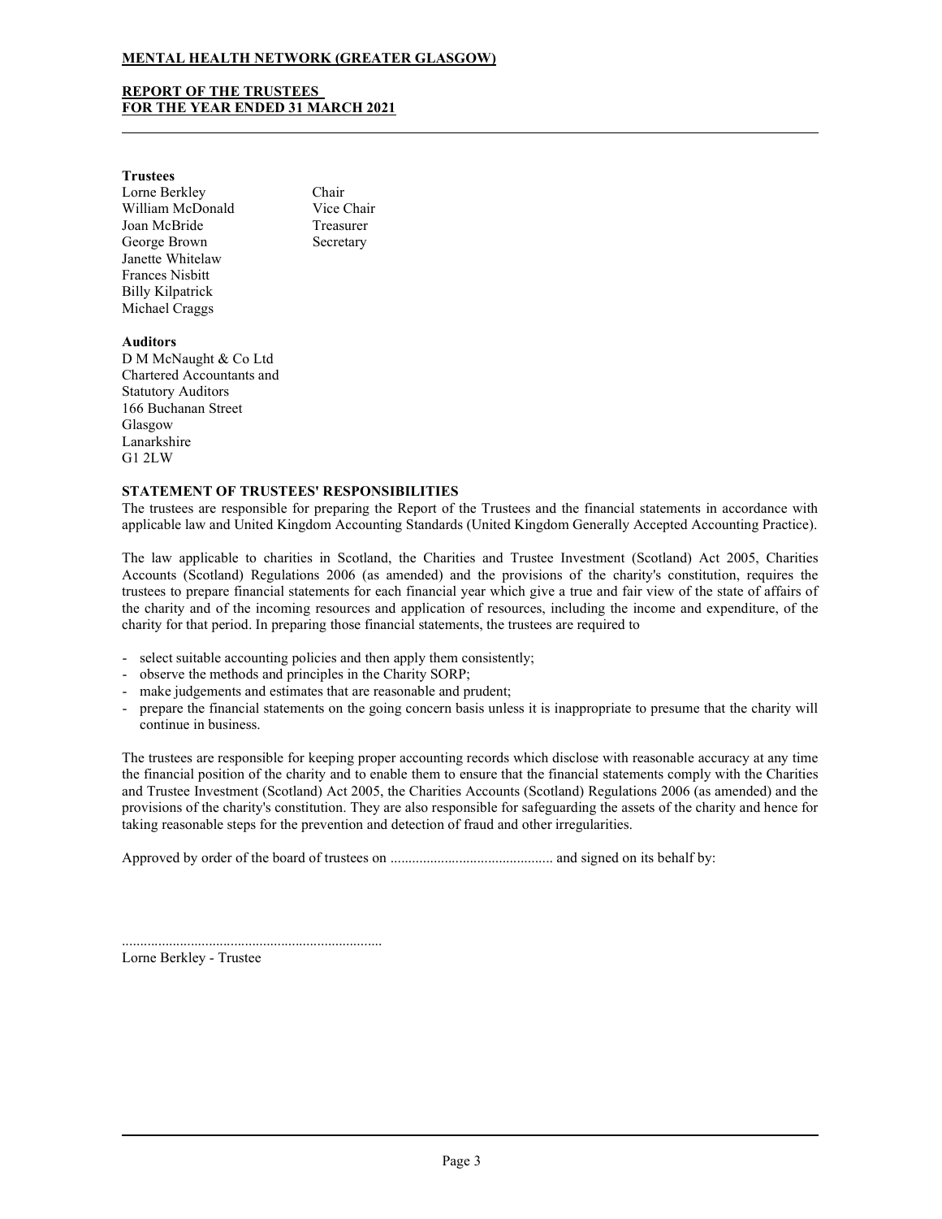**MENTAL HEALTH NETWORK (GREATER GLASGOW)**

**REPORT OF THE TRUSTEES**
**FOR THE YEAR ENDED 31 MARCH 2021**

**Trustees**

| | |
|---|---|
| Lorne Berkley | Chair |
| William McDonald | Vice Chair |
| Joan McBride | Treasurer |
| George Brown | Secretary |
| Janette Whitelaw | |
| Frances Nisbitt | |
| Billy Kilpatrick | |
| Michael Craggs | |

**Auditors**

D M McNaught & Co Ltd
Chartered Accountants and
Statutory Auditors
166 Buchanan Street
Glasgow
Lanarkshire
G1 2LW

**STATEMENT OF TRUSTEES' RESPONSIBILITIES**

The trustees are responsible for preparing the Report of the Trustees and the financial statements in accordance with applicable law and United Kingdom Accounting Standards (United Kingdom Generally Accepted Accounting Practice).

The law applicable to charities in Scotland, the Charities and Trustee Investment (Scotland) Act 2005, Charities Accounts (Scotland) Regulations 2006 (as amended) and the provisions of the charity's constitution, requires the trustees to prepare financial statements for each financial year which give a true and fair view of the state of affairs of the charity and of the incoming resources and application of resources, including the income and expenditure, of the charity for that period. In preparing those financial statements, the trustees are required to

- select suitable accounting policies and then apply them consistently;
- observe the methods and principles in the Charity SORP;
- make judgements and estimates that are reasonable and prudent;
- prepare the financial statements on the going concern basis unless it is inappropriate to presume that the charity will continue in business.

The trustees are responsible for keeping proper accounting records which disclose with reasonable accuracy at any time the financial position of the charity and to enable them to ensure that the financial statements comply with the Charities and Trustee Investment (Scotland) Act 2005, the Charities Accounts (Scotland) Regulations 2006 (as amended) and the provisions of the charity's constitution. They are also responsible for safeguarding the assets of the charity and hence for taking reasonable steps for the prevention and detection of fraud and other irregularities.

Approved by order of the board of trustees on ............................................ and signed on its behalf by:

........................................................................
Lorne Berkley - Trustee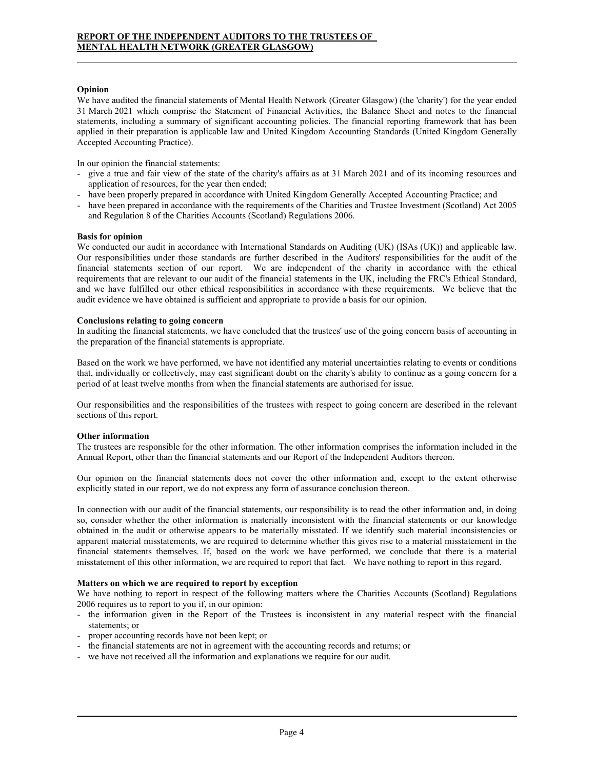# REPORT OF THE INDEPENDENT AUDITORS TO THE TRUSTEES OF MENTAL HEALTH NETWORK (GREATER GLASGOW)

**Opinion**

We have audited the financial statements of Mental Health Network (Greater Glasgow) (the 'charity') for the year ended 31 March 2021 which comprise the Statement of Financial Activities, the Balance Sheet and notes to the financial statements, including a summary of significant accounting policies. The financial reporting framework that has been applied in their preparation is applicable law and United Kingdom Accounting Standards (United Kingdom Generally Accepted Accounting Practice).

In our opinion the financial statements:

- give a true and fair view of the state of the charity's affairs as at 31 March 2021 and of its incoming resources and application of resources, for the year then ended;
- have been properly prepared in accordance with United Kingdom Generally Accepted Accounting Practice; and
- have been prepared in accordance with the requirements of the Charities and Trustee Investment (Scotland) Act 2005 and Regulation 8 of the Charities Accounts (Scotland) Regulations 2006.

**Basis for opinion**

We conducted our audit in accordance with International Standards on Auditing (UK) (ISAs (UK)) and applicable law. Our responsibilities under those standards are further described in the Auditors' responsibilities for the audit of the financial statements section of our report. We are independent of the charity in accordance with the ethical requirements that are relevant to our audit of the financial statements in the UK, including the FRC's Ethical Standard, and we have fulfilled our other ethical responsibilities in accordance with these requirements. We believe that the audit evidence we have obtained is sufficient and appropriate to provide a basis for our opinion.

**Conclusions relating to going concern**

In auditing the financial statements, we have concluded that the trustees' use of the going concern basis of accounting in the preparation of the financial statements is appropriate.

Based on the work we have performed, we have not identified any material uncertainties relating to events or conditions that, individually or collectively, may cast significant doubt on the charity's ability to continue as a going concern for a period of at least twelve months from when the financial statements are authorised for issue.

Our responsibilities and the responsibilities of the trustees with respect to going concern are described in the relevant sections of this report.

**Other information**

The trustees are responsible for the other information. The other information comprises the information included in the Annual Report, other than the financial statements and our Report of the Independent Auditors thereon.

Our opinion on the financial statements does not cover the other information and, except to the extent otherwise explicitly stated in our report, we do not express any form of assurance conclusion thereon.

In connection with our audit of the financial statements, our responsibility is to read the other information and, in doing so, consider whether the other information is materially inconsistent with the financial statements or our knowledge obtained in the audit or otherwise appears to be materially misstated. If we identify such material inconsistencies or apparent material misstatements, we are required to determine whether this gives rise to a material misstatement in the financial statements themselves. If, based on the work we have performed, we conclude that there is a material misstatement of this other information, we are required to report that fact. We have nothing to report in this regard.

**Matters on which we are required to report by exception**

We have nothing to report in respect of the following matters where the Charities Accounts (Scotland) Regulations 2006 requires us to report to you if, in our opinion:

- the information given in the Report of the Trustees is inconsistent in any material respect with the financial statements; or
- proper accounting records have not been kept; or
- the financial statements are not in agreement with the accounting records and returns; or
- we have not received all the information and explanations we require for our audit.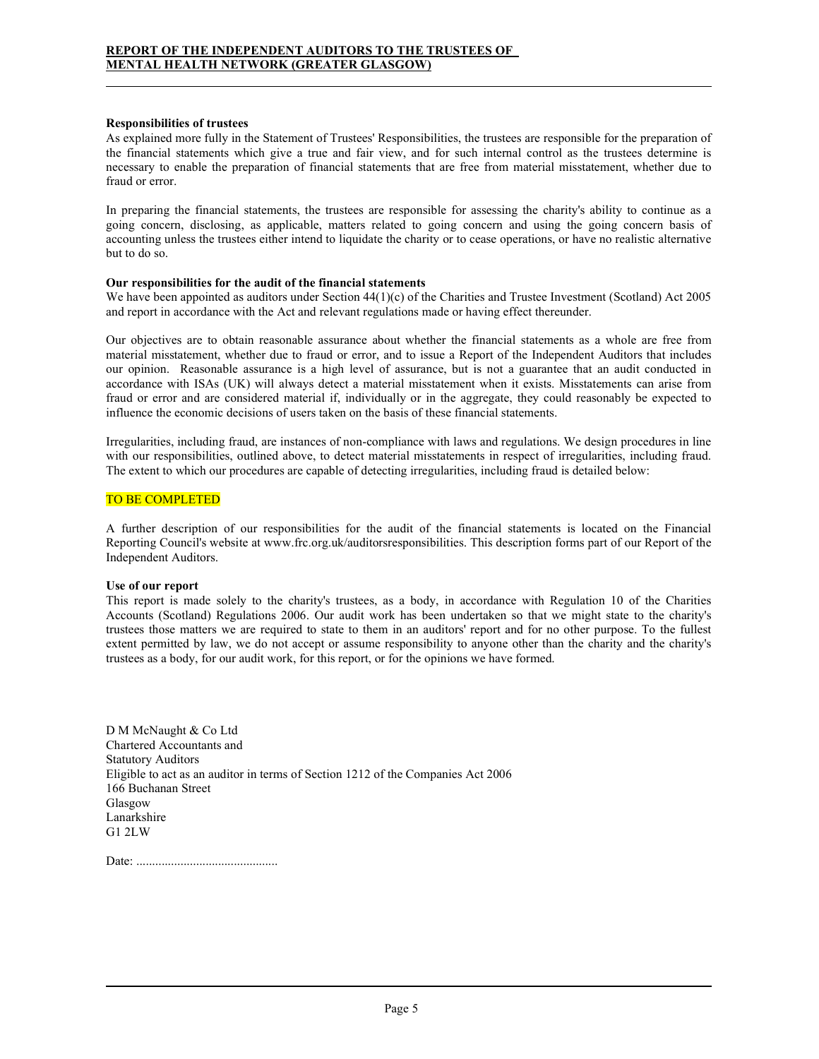**REPORT OF THE INDEPENDENT AUDITORS TO THE TRUSTEES OF MENTAL HEALTH NETWORK (GREATER GLASGOW)**

**Responsibilities of trustees**

As explained more fully in the Statement of Trustees' Responsibilities, the trustees are responsible for the preparation of the financial statements which give a true and fair view, and for such internal control as the trustees determine is necessary to enable the preparation of financial statements that are free from material misstatement, whether due to fraud or error.

In preparing the financial statements, the trustees are responsible for assessing the charity's ability to continue as a going concern, disclosing, as applicable, matters related to going concern and using the going concern basis of accounting unless the trustees either intend to liquidate the charity or to cease operations, or have no realistic alternative but to do so.

**Our responsibilities for the audit of the financial statements**

We have been appointed as auditors under Section 44(1)(c) of the Charities and Trustee Investment (Scotland) Act 2005 and report in accordance with the Act and relevant regulations made or having effect thereunder.

Our objectives are to obtain reasonable assurance about whether the financial statements as a whole are free from material misstatement, whether due to fraud or error, and to issue a Report of the Independent Auditors that includes our opinion. Reasonable assurance is a high level of assurance, but is not a guarantee that an audit conducted in accordance with ISAs (UK) will always detect a material misstatement when it exists. Misstatements can arise from fraud or error and are considered material if, individually or in the aggregate, they could reasonably be expected to influence the economic decisions of users taken on the basis of these financial statements.

Irregularities, including fraud, are instances of non-compliance with laws and regulations. We design procedures in line with our responsibilities, outlined above, to detect material misstatements in respect of irregularities, including fraud. The extent to which our procedures are capable of detecting irregularities, including fraud is detailed below:

TO BE COMPLETED

A further description of our responsibilities for the audit of the financial statements is located on the Financial Reporting Council's website at www.frc.org.uk/auditorsresponsibilities. This description forms part of our Report of the Independent Auditors.

**Use of our report**

This report is made solely to the charity's trustees, as a body, in accordance with Regulation 10 of the Charities Accounts (Scotland) Regulations 2006. Our audit work has been undertaken so that we might state to the charity's trustees those matters we are required to state to them in an auditors' report and for no other purpose. To the fullest extent permitted by law, we do not accept or assume responsibility to anyone other than the charity and the charity's trustees as a body, for our audit work, for this report, or for the opinions we have formed.

D M McNaught & Co Ltd
Chartered Accountants and
Statutory Auditors
Eligible to act as an auditor in terms of Section 1212 of the Companies Act 2006
166 Buchanan Street
Glasgow
Lanarkshire
G1 2LW

Date: .............................................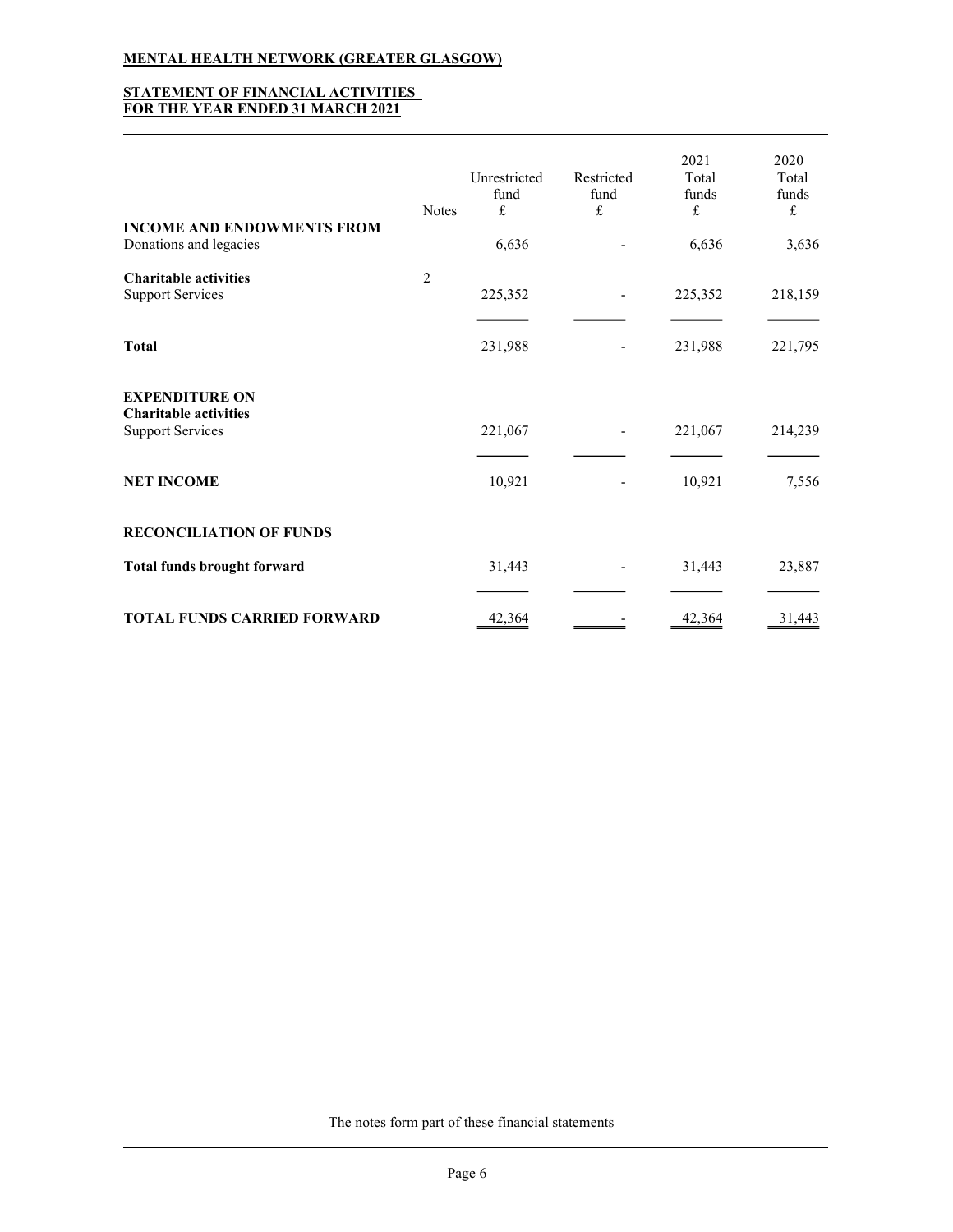**MENTAL HEALTH NETWORK (GREATER GLASGOW)**

**STATEMENT OF FINANCIAL ACTIVITIES**
**FOR THE YEAR ENDED 31 MARCH 2021**

| | Notes | Unrestricted fund £ | Restricted fund £ | 2021 Total funds £ | 2020 Total funds £ |
|---|---|---|---|---|---|
| **INCOME AND ENDOWMENTS FROM** | | | | | |
| Donations and legacies | | 6,636 | - | 6,636 | 3,636 |
| **Charitable activities** | 2 | | | | |
| Support Services | | 225,352 | - | 225,352 | 218,159 |
| **Total** | | 231,988 | - | 231,988 | 221,795 |
| **EXPENDITURE ON** | | | | | |
| **Charitable activities** | | | | | |
| Support Services | | 221,067 | - | 221,067 | 214,239 |
| **NET INCOME** | | 10,921 | - | 10,921 | 7,556 |
| **RECONCILIATION OF FUNDS** | | | | | |
| **Total funds brought forward** | | 31,443 | - | 31,443 | 23,887 |
| **TOTAL FUNDS CARRIED FORWARD** | | 42,364 | - | 42,364 | 31,443 |

The notes form part of these financial statements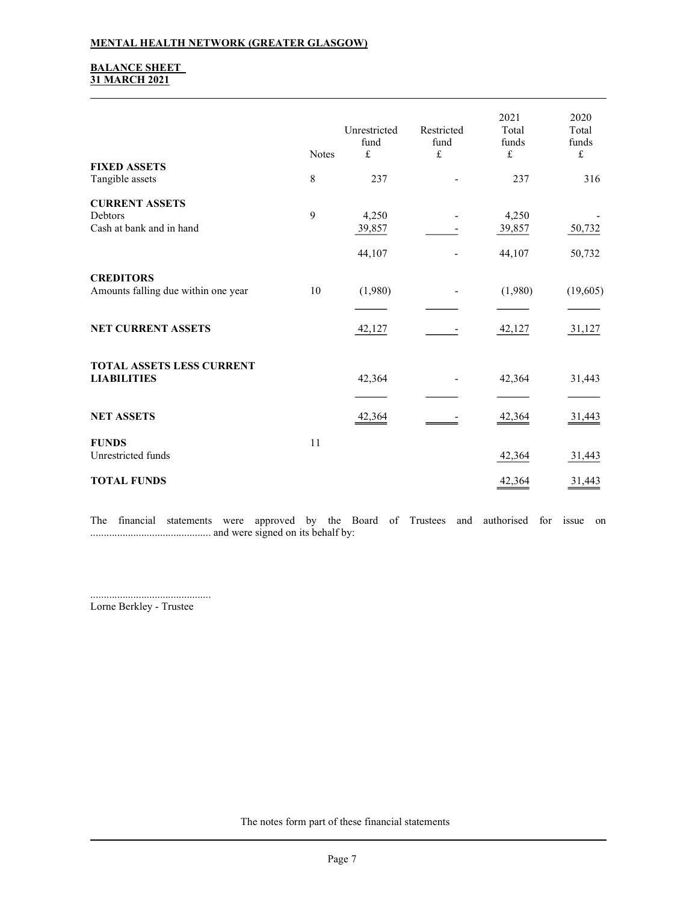**MENTAL HEALTH NETWORK (GREATER GLASGOW)**

**BALANCE SHEET**
**31 MARCH 2021**

| | Notes | Unrestricted fund £ | Restricted fund £ | 2021 Total funds £ | 2020 Total funds £ |
|---|---|---|---|---|---|
| **FIXED ASSETS** | | | | | |
| Tangible assets | 8 | 237 | - | 237 | 316 |
| **CURRENT ASSETS** | | | | | |
| Debtors | 9 | 4,250 | - | 4,250 | - |
| Cash at bank and in hand | | 39,857 | - | 39,857 | 50,732 |
| | | 44,107 | - | 44,107 | 50,732 |
| **CREDITORS** | | | | | |
| Amounts falling due within one year | 10 | (1,980) | - | (1,980) | (19,605) |
| **NET CURRENT ASSETS** | | 42,127 | - | 42,127 | 31,127 |
| **TOTAL ASSETS LESS CURRENT LIABILITIES** | | 42,364 | - | 42,364 | 31,443 |
| **NET ASSETS** | | 42,364 | - | 42,364 | 31,443 |
| **FUNDS** | 11 | | | | |
| Unrestricted funds | | | | 42,364 | 31,443 |
| **TOTAL FUNDS** | | | | 42,364 | 31,443 |

The financial statements were approved by the Board of Trustees and authorised for issue on ............................................. and were signed on its behalf by:

.............................................
Lorne Berkley - Trustee

The notes form part of these financial statements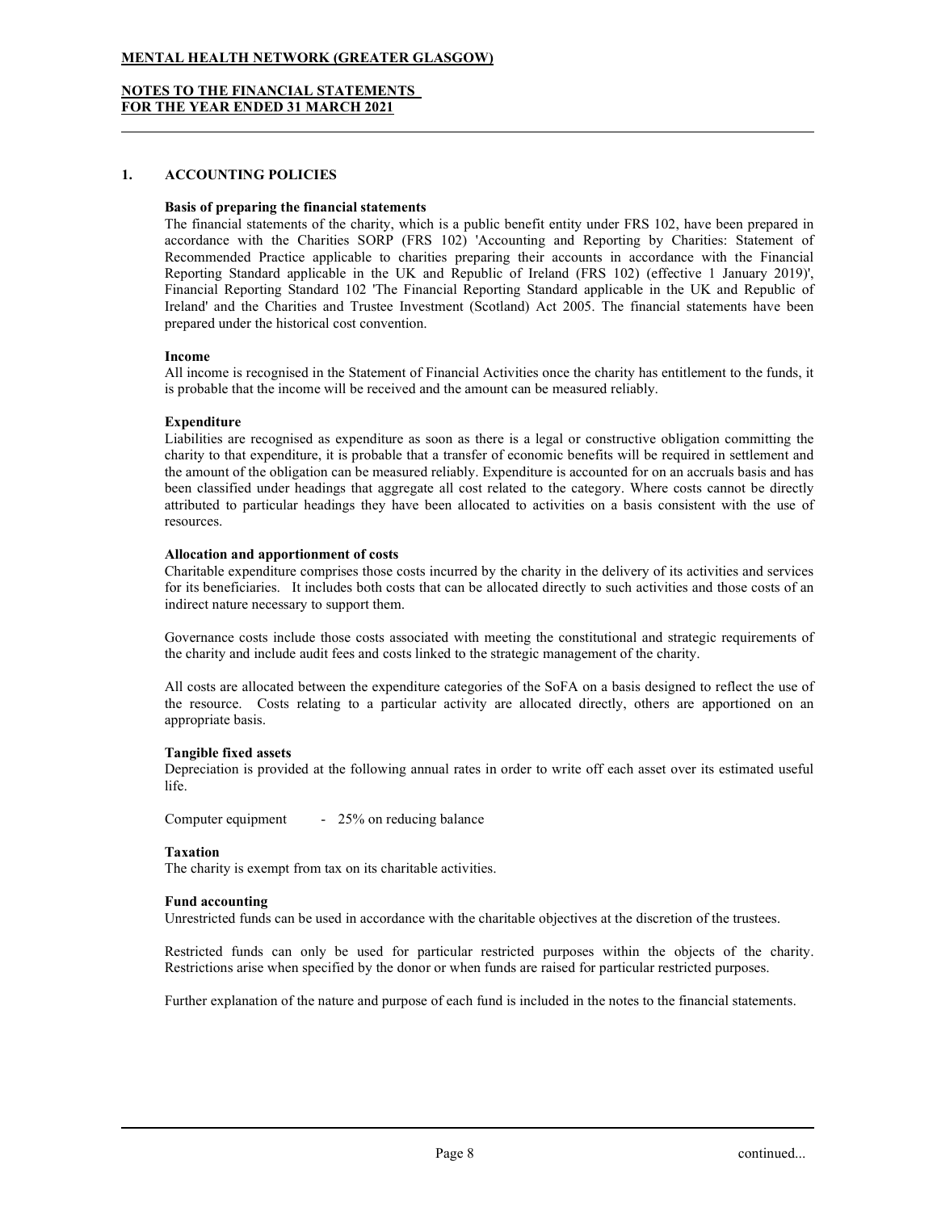**MENTAL HEALTH NETWORK (GREATER GLASGOW)**

**NOTES TO THE FINANCIAL STATEMENTS FOR THE YEAR ENDED 31 MARCH 2021**

## 1. ACCOUNTING POLICIES

**Basis of preparing the financial statements**

The financial statements of the charity, which is a public benefit entity under FRS 102, have been prepared in accordance with the Charities SORP (FRS 102) 'Accounting and Reporting by Charities: Statement of Recommended Practice applicable to charities preparing their accounts in accordance with the Financial Reporting Standard applicable in the UK and Republic of Ireland (FRS 102) (effective 1 January 2019)', Financial Reporting Standard 102 'The Financial Reporting Standard applicable in the UK and Republic of Ireland' and the Charities and Trustee Investment (Scotland) Act 2005. The financial statements have been prepared under the historical cost convention.

**Income**

All income is recognised in the Statement of Financial Activities once the charity has entitlement to the funds, it is probable that the income will be received and the amount can be measured reliably.

**Expenditure**

Liabilities are recognised as expenditure as soon as there is a legal or constructive obligation committing the charity to that expenditure, it is probable that a transfer of economic benefits will be required in settlement and the amount of the obligation can be measured reliably. Expenditure is accounted for on an accruals basis and has been classified under headings that aggregate all cost related to the category. Where costs cannot be directly attributed to particular headings they have been allocated to activities on a basis consistent with the use of resources.

**Allocation and apportionment of costs**

Charitable expenditure comprises those costs incurred by the charity in the delivery of its activities and services for its beneficiaries. It includes both costs that can be allocated directly to such activities and those costs of an indirect nature necessary to support them.

Governance costs include those costs associated with meeting the constitutional and strategic requirements of the charity and include audit fees and costs linked to the strategic management of the charity.

All costs are allocated between the expenditure categories of the SoFA on a basis designed to reflect the use of the resource. Costs relating to a particular activity are allocated directly, others are apportioned on an appropriate basis.

**Tangible fixed assets**

Depreciation is provided at the following annual rates in order to write off each asset over its estimated useful life.

Computer equipment - 25% on reducing balance

**Taxation**

The charity is exempt from tax on its charitable activities.

**Fund accounting**

Unrestricted funds can be used in accordance with the charitable objectives at the discretion of the trustees.

Restricted funds can only be used for particular restricted purposes within the objects of the charity. Restrictions arise when specified by the donor or when funds are raised for particular restricted purposes.

Further explanation of the nature and purpose of each fund is included in the notes to the financial statements.

continued...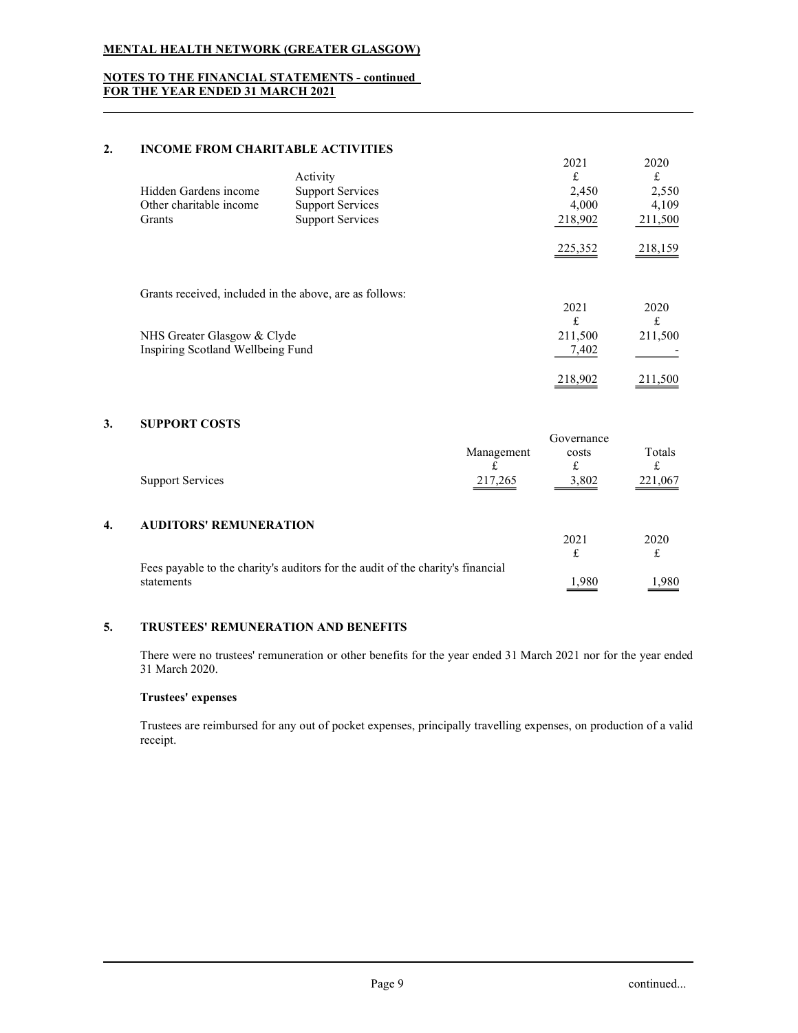**MENTAL HEALTH NETWORK (GREATER GLASGOW)**

**NOTES TO THE FINANCIAL STATEMENTS - continued**
**FOR THE YEAR ENDED 31 MARCH 2021**

## 2. INCOME FROM CHARITABLE ACTIVITIES

| | Activity | 2021 £ | 2020 £ |
|---|---|---|---|
| Hidden Gardens income | Support Services | 2,450 | 2,550 |
| Other charitable income | Support Services | 4,000 | 4,109 |
| Grants | Support Services | 218,902 | 211,500 |
| | | 225,352 | 218,159 |

Grants received, included in the above, are as follows:

| | 2021 £ | 2020 £ |
|---|---|---|
| NHS Greater Glasgow & Clyde | 211,500 | 211,500 |
| Inspiring Scotland Wellbeing Fund | 7,402 | - |
| | 218,902 | 211,500 |

## 3. SUPPORT COSTS

| | Management £ | Governance costs £ | Totals £ |
|---|---|---|---|
| Support Services | 217,265 | 3,802 | 221,067 |

## 4. AUDITORS' REMUNERATION

| | 2021 £ | 2020 £ |
|---|---|---|
| Fees payable to the charity's auditors for the audit of the charity's financial statements | 1,980 | 1,980 |

## 5. TRUSTEES' REMUNERATION AND BENEFITS

There were no trustees' remuneration or other benefits for the year ended 31 March 2021 nor for the year ended 31 March 2020.

**Trustees' expenses**

Trustees are reimbursed for any out of pocket expenses, principally travelling expenses, on production of a valid receipt.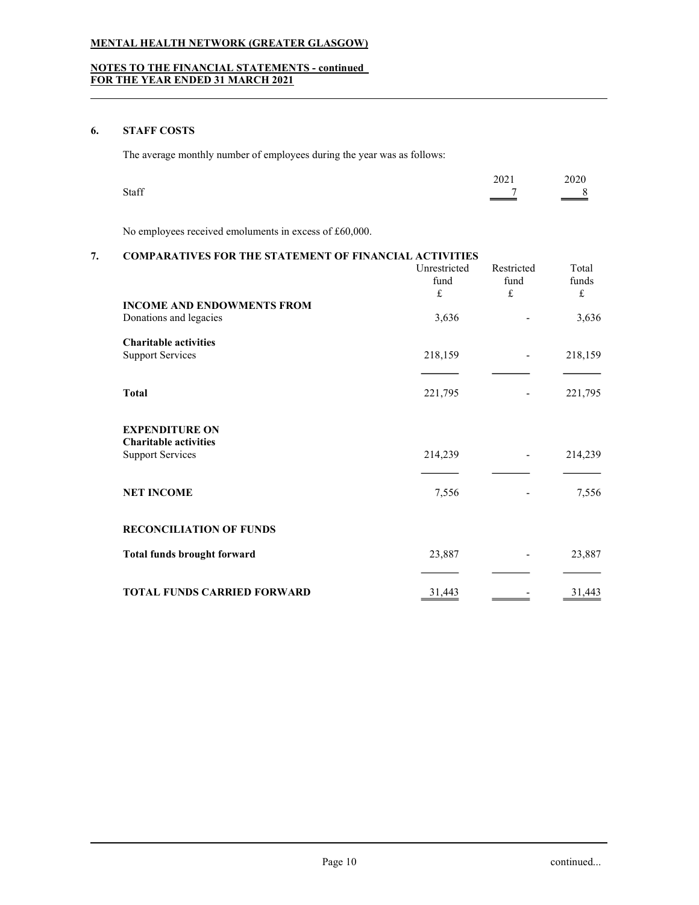**MENTAL HEALTH NETWORK (GREATER GLASGOW)**

**NOTES TO THE FINANCIAL STATEMENTS - continued**
**FOR THE YEAR ENDED 31 MARCH 2021**

## 6. STAFF COSTS

The average monthly number of employees during the year was as follows:

| | 2021 | 2020 |
|---|---|---|
| Staff | 7 | 8 |

No employees received emoluments in excess of £60,000.

## 7. COMPARATIVES FOR THE STATEMENT OF FINANCIAL ACTIVITIES

| | Unrestricted fund £ | Restricted fund £ | Total funds £ |
|---|---|---|---|
| **INCOME AND ENDOWMENTS FROM** | | | |
| Donations and legacies | 3,636 | - | 3,636 |
| **Charitable activities** | | | |
| Support Services | 218,159 | - | 218,159 |
| **Total** | 221,795 | - | 221,795 |
| **EXPENDITURE ON** | | | |
| **Charitable activities** | | | |
| Support Services | 214,239 | - | 214,239 |
| **NET INCOME** | 7,556 | - | 7,556 |
| **RECONCILIATION OF FUNDS** | | | |
| **Total funds brought forward** | 23,887 | - | 23,887 |
| **TOTAL FUNDS CARRIED FORWARD** | 31,443 | - | 31,443 |

continued...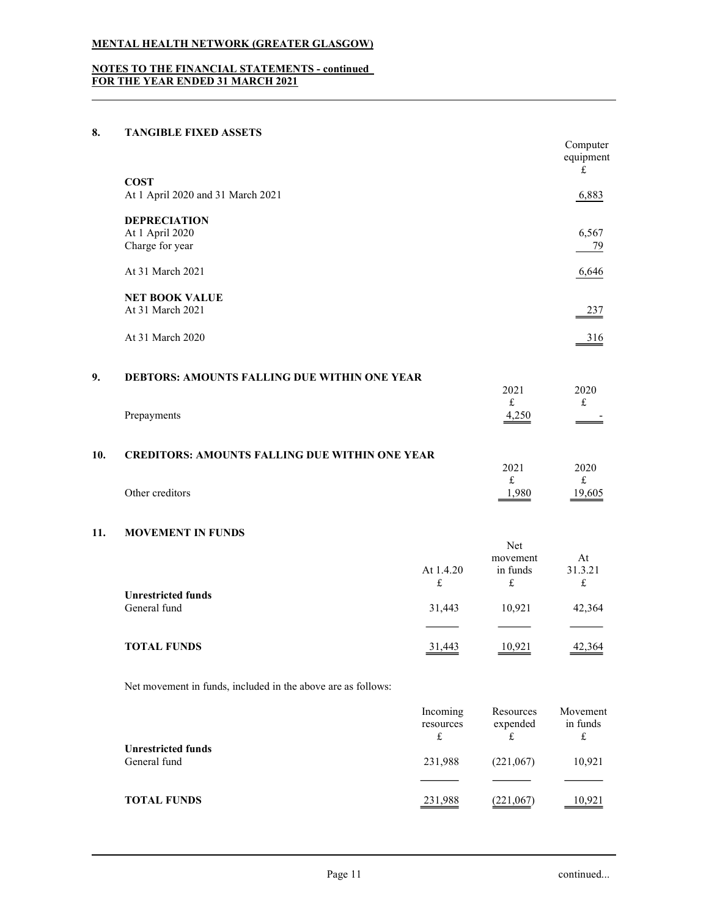**MENTAL HEALTH NETWORK (GREATER GLASGOW)**

**NOTES TO THE FINANCIAL STATEMENTS - continued**
**FOR THE YEAR ENDED 31 MARCH 2021**

## 8. TANGIBLE FIXED ASSETS

| | Computer equipment £ |
|---|---|
| **COST** | |
| At 1 April 2020 and 31 March 2021 | 6,883 |
| **DEPRECIATION** | |
| At 1 April 2020 | 6,567 |
| Charge for year | 79 |
| At 31 March 2021 | 6,646 |
| **NET BOOK VALUE** | |
| At 31 March 2021 | 237 |
| At 31 March 2020 | 316 |

## 9. DEBTORS: AMOUNTS FALLING DUE WITHIN ONE YEAR

| | 2021 £ | 2020 £ |
|---|---|---|
| Prepayments | 4,250 | - |

## 10. CREDITORS: AMOUNTS FALLING DUE WITHIN ONE YEAR

| | 2021 £ | 2020 £ |
|---|---|---|
| Other creditors | 1,980 | 19,605 |

## 11. MOVEMENT IN FUNDS

| | At 1.4.20 £ | Net movement in funds £ | At 31.3.21 £ |
|---|---|---|---|
| **Unrestricted funds** | | | |
| General fund | 31,443 | 10,921 | 42,364 |
| **TOTAL FUNDS** | 31,443 | 10,921 | 42,364 |

Net movement in funds, included in the above are as follows:

| | Incoming resources £ | Resources expended £ | Movement in funds £ |
|---|---|---|---|
| **Unrestricted funds** | | | |
| General fund | 231,988 | (221,067) | 10,921 |
| **TOTAL FUNDS** | 231,988 | (221,067) | 10,921 |

continued...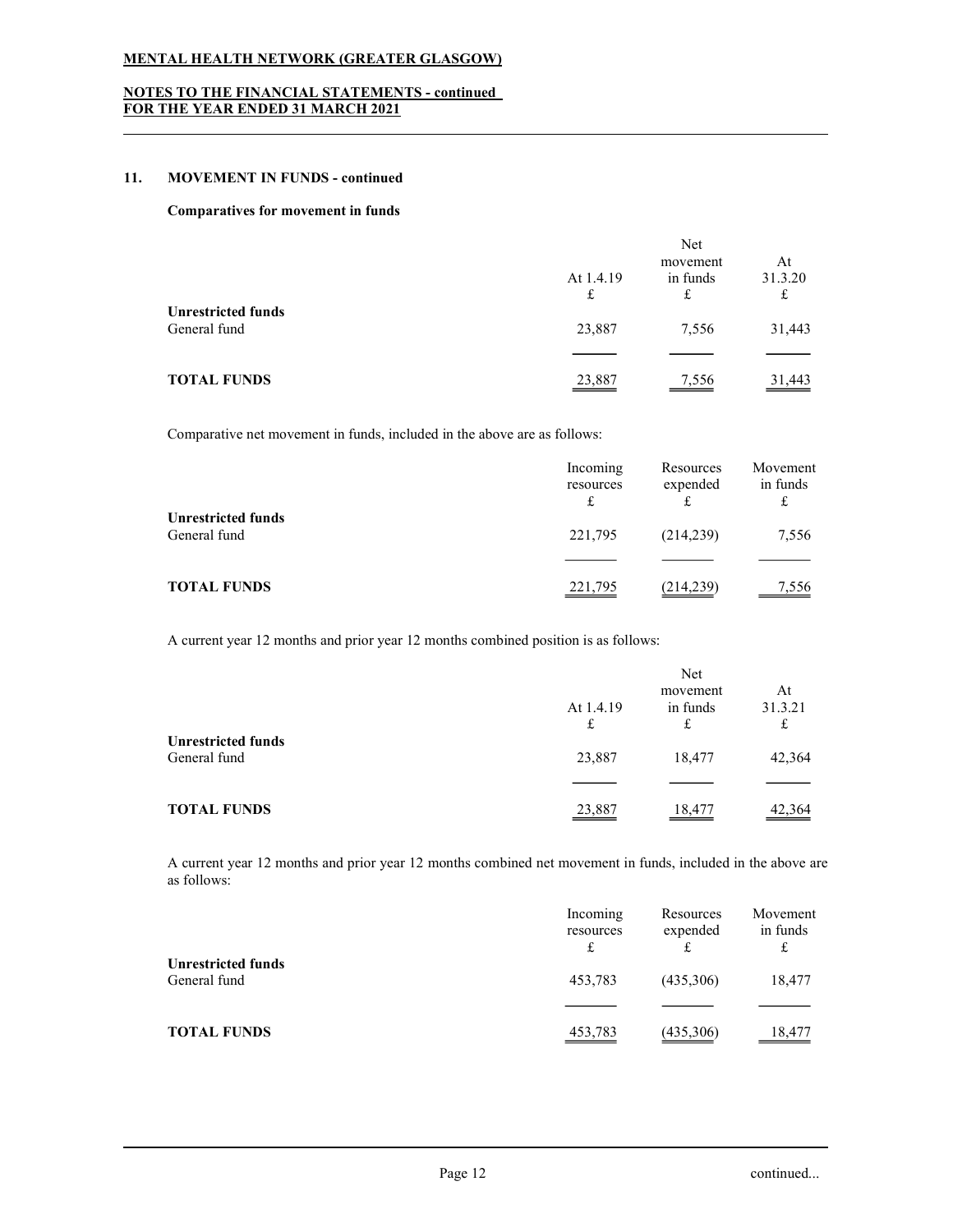**MENTAL HEALTH NETWORK (GREATER GLASGOW)**

**NOTES TO THE FINANCIAL STATEMENTS - continued FOR THE YEAR ENDED 31 MARCH 2021**

## 11. MOVEMENT IN FUNDS - continued

### Comparatives for movement in funds

| | At 1.4.19 £ | Net movement in funds £ | At 31.3.20 £ |
|---|---|---|---|
| **Unrestricted funds** | | | |
| General fund | 23,887 | 7,556 | 31,443 |
| **TOTAL FUNDS** | 23,887 | 7,556 | 31,443 |

Comparative net movement in funds, included in the above are as follows:

| | Incoming resources £ | Resources expended £ | Movement in funds £ |
|---|---|---|---|
| **Unrestricted funds** | | | |
| General fund | 221,795 | (214,239) | 7,556 |
| **TOTAL FUNDS** | 221,795 | (214,239) | 7,556 |

A current year 12 months and prior year 12 months combined position is as follows:

| | At 1.4.19 £ | Net movement in funds £ | At 31.3.21 £ |
|---|---|---|---|
| **Unrestricted funds** | | | |
| General fund | 23,887 | 18,477 | 42,364 |
| **TOTAL FUNDS** | 23,887 | 18,477 | 42,364 |

A current year 12 months and prior year 12 months combined net movement in funds, included in the above are as follows:

| | Incoming resources £ | Resources expended £ | Movement in funds £ |
|---|---|---|---|
| **Unrestricted funds** | | | |
| General fund | 453,783 | (435,306) | 18,477 |
| **TOTAL FUNDS** | 453,783 | (435,306) | 18,477 |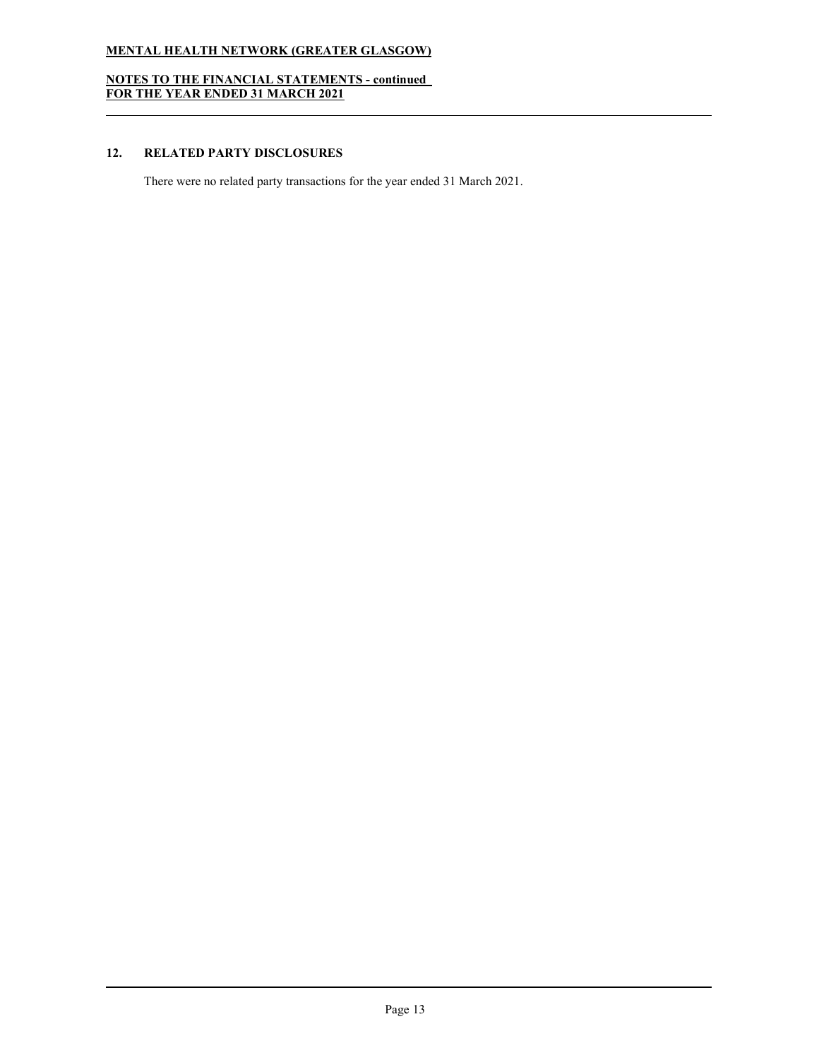## 12. RELATED PARTY DISCLOSURES

There were no related party transactions for the year ended 31 March 2021.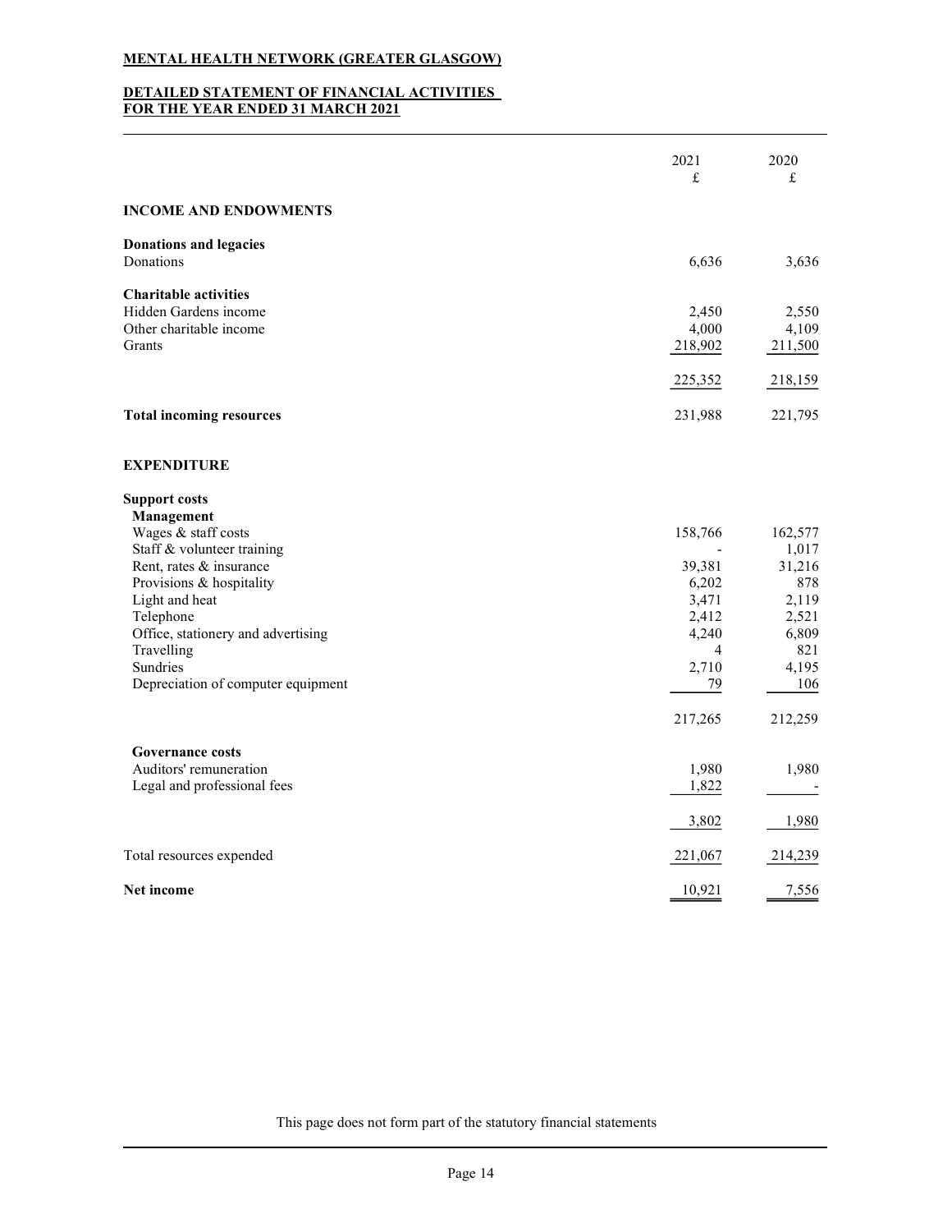**MENTAL HEALTH NETWORK (GREATER GLASGOW)**

**DETAILED STATEMENT OF FINANCIAL ACTIVITIES FOR THE YEAR ENDED 31 MARCH 2021**

| | 2021 £ | 2020 £ |
|---|---|---|
| **INCOME AND ENDOWMENTS** | | |
| **Donations and legacies** | | |
| Donations | 6,636 | 3,636 |
| **Charitable activities** | | |
| Hidden Gardens income | 2,450 | 2,550 |
| Other charitable income | 4,000 | 4,109 |
| Grants | 218,902 | 211,500 |
| | 225,352 | 218,159 |
| **Total incoming resources** | 231,988 | 221,795 |
| **EXPENDITURE** | | |
| **Support costs** | | |
| **Management** | | |
| Wages & staff costs | 158,766 | 162,577 |
| Staff & volunteer training | - | 1,017 |
| Rent, rates & insurance | 39,381 | 31,216 |
| Provisions & hospitality | 6,202 | 878 |
| Light and heat | 3,471 | 2,119 |
| Telephone | 2,412 | 2,521 |
| Office, stationery and advertising | 4,240 | 6,809 |
| Travelling | 4 | 821 |
| Sundries | 2,710 | 4,195 |
| Depreciation of computer equipment | 79 | 106 |
| | 217,265 | 212,259 |
| **Governance costs** | | |
| Auditors' remuneration | 1,980 | 1,980 |
| Legal and professional fees | 1,822 | - |
| | 3,802 | 1,980 |
| Total resources expended | 221,067 | 214,239 |
| **Net income** | 10,921 | 7,556 |

This page does not form part of the statutory financial statements